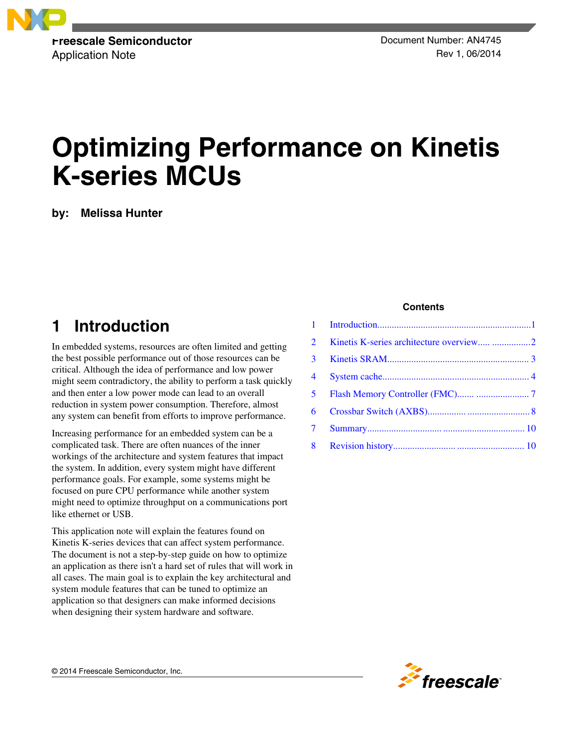Freescale Semiconductor
Application Note

Document Number: AN4745
Rev 1, 06/2014

# Optimizing Performance on Kinetis K-series MCUs

by: **Melissa Hunter**

**Contents**

| | | |
|---|---|---|
| 1 | Introduction | 1 |
| 2 | Kinetis K-series architecture overview | 2 |
| 3 | Kinetis SRAM | 3 |
| 4 | System cache | 4 |
| 5 | Flash Memory Controller (FMC) | 7 |
| 6 | Crossbar Switch (AXBS) | 8 |
| 7 | Summary | 10 |
| 8 | Revision history | 10 |

## 1 Introduction

In embedded systems, resources are often limited and getting the best possible performance out of those resources can be critical. Although the idea of performance and low power might seem contradictory, the ability to perform a task quickly and then enter a low power mode can lead to an overall reduction in system power consumption. Therefore, almost any system can benefit from efforts to improve performance.

Increasing performance for an embedded system can be a complicated task. There are often nuances of the inner workings of the architecture and system features that impact the system. In addition, every system might have different performance goals. For example, some systems might be focused on pure CPU performance while another system might need to optimize throughput on a communications port like ethernet or USB.

This application note will explain the features found on Kinetis K-series devices that can affect system performance. The document is not a step-by-step guide on how to optimize an application as there isn't a hard set of rules that will work in all cases. The main goal is to explain the key architectural and system module features that can be tuned to optimize an application so that designers can make informed decisions when designing their system hardware and software.

© 2014 Freescale Semiconductor, Inc.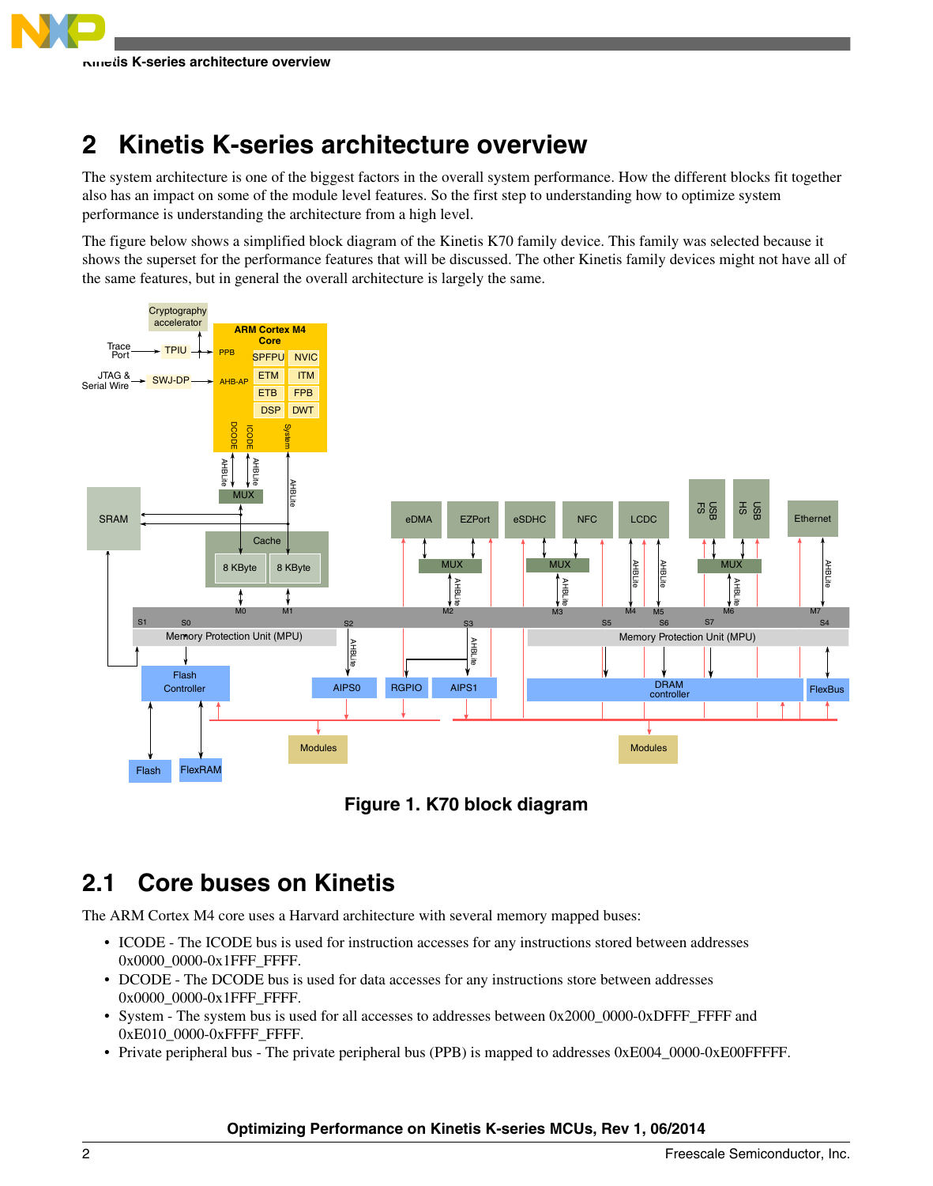## 2 Kinetis K-series architecture overview

The system architecture is one of the biggest factors in the overall system performance. How the different blocks fit together also has an impact on some of the module level features. So the first step to understanding how to optimize system performance is understanding the architecture from a high level.

The figure below shows a simplified block diagram of the Kinetis K70 family device. This family was selected because it shows the superset for the performance features that will be discussed. The other Kinetis family devices might not have all of the same features, but in general the overall architecture is largely the same.

**Figure 1. K70 block diagram**

### 2.1 Core buses on Kinetis

The ARM Cortex M4 core uses a Harvard architecture with several memory mapped buses:

- ICODE - The ICODE bus is used for instruction accesses for any instructions stored between addresses 0x0000_0000-0x1FFF_FFFF.
- DCODE - The DCODE bus is used for data accesses for any instructions store between addresses 0x0000_0000-0x1FFF_FFFF.
- System - The system bus is used for all accesses to addresses between 0x2000_0000-0xDFFF_FFFF and 0xE010_0000-0xFFFF_FFFF.
- Private peripheral bus - The private peripheral bus (PPB) is mapped to addresses 0xE004_0000-0xE00FFFFF.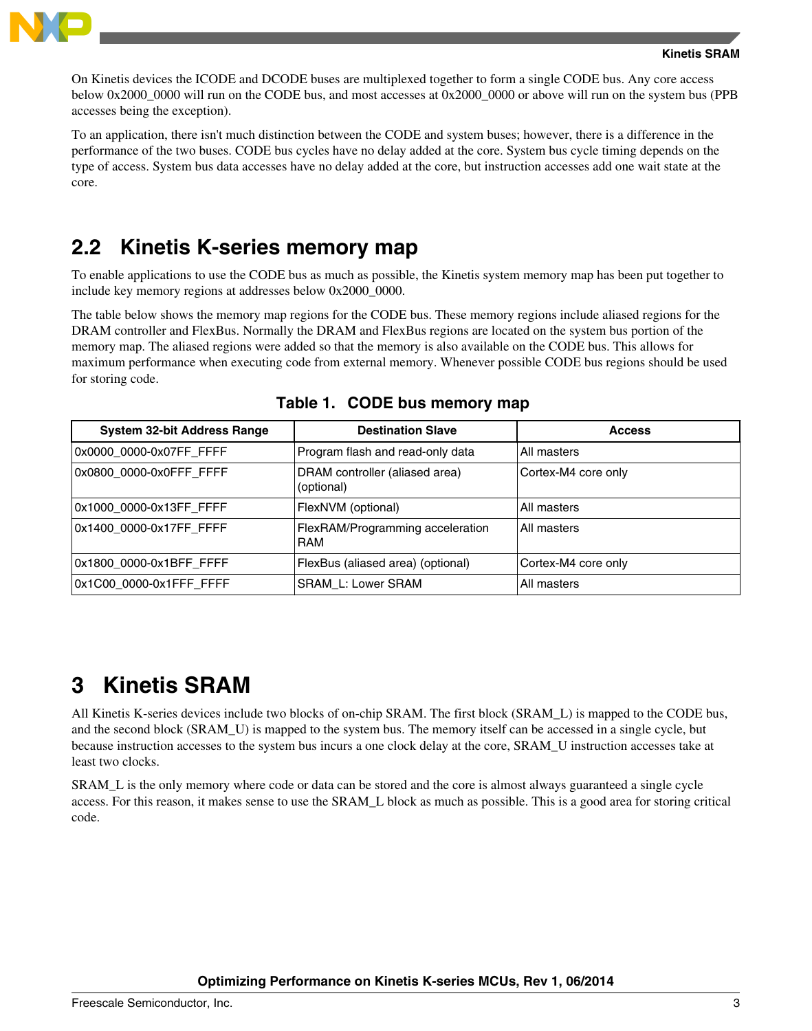On Kinetis devices the ICODE and DCODE buses are multiplexed together to form a single CODE bus. Any core access below 0x2000_0000 will run on the CODE bus, and most accesses at 0x2000_0000 or above will run on the system bus (PPB accesses being the exception).

To an application, there isn't much distinction between the CODE and system buses; however, there is a difference in the performance of the two buses. CODE bus cycles have no delay added at the core. System bus cycle timing depends on the type of access. System bus data accesses have no delay added at the core, but instruction accesses add one wait state at the core.

## 2.2 Kinetis K-series memory map

To enable applications to use the CODE bus as much as possible, the Kinetis system memory map has been put together to include key memory regions at addresses below 0x2000_0000.

The table below shows the memory map regions for the CODE bus. These memory regions include aliased regions for the DRAM controller and FlexBus. Normally the DRAM and FlexBus regions are located on the system bus portion of the memory map. The aliased regions were added so that the memory is also available on the CODE bus. This allows for maximum performance when executing code from external memory. Whenever possible CODE bus regions should be used for storing code.

**Table 1. CODE bus memory map**

| System 32-bit Address Range | Destination Slave | Access |
|---|---|---|
| 0x0000_0000-0x07FF_FFFF | Program flash and read-only data | All masters |
| 0x0800_0000-0x0FFF_FFFF | DRAM controller (aliased area) (optional) | Cortex-M4 core only |
| 0x1000_0000-0x13FF_FFFF | FlexNVM (optional) | All masters |
| 0x1400_0000-0x17FF_FFFF | FlexRAM/Programming acceleration RAM | All masters |
| 0x1800_0000-0x1BFF_FFFF | FlexBus (aliased area) (optional) | Cortex-M4 core only |
| 0x1C00_0000-0x1FFF_FFFF | SRAM_L: Lower SRAM | All masters |

# 3 Kinetis SRAM

All Kinetis K-series devices include two blocks of on-chip SRAM. The first block (SRAM_L) is mapped to the CODE bus, and the second block (SRAM_U) is mapped to the system bus. The memory itself can be accessed in a single cycle, but because instruction accesses to the system bus incurs a one clock delay at the core, SRAM_U instruction accesses take at least two clocks.

SRAM_L is the only memory where code or data can be stored and the core is almost always guaranteed a single cycle access. For this reason, it makes sense to use the SRAM_L block as much as possible. This is a good area for storing critical code.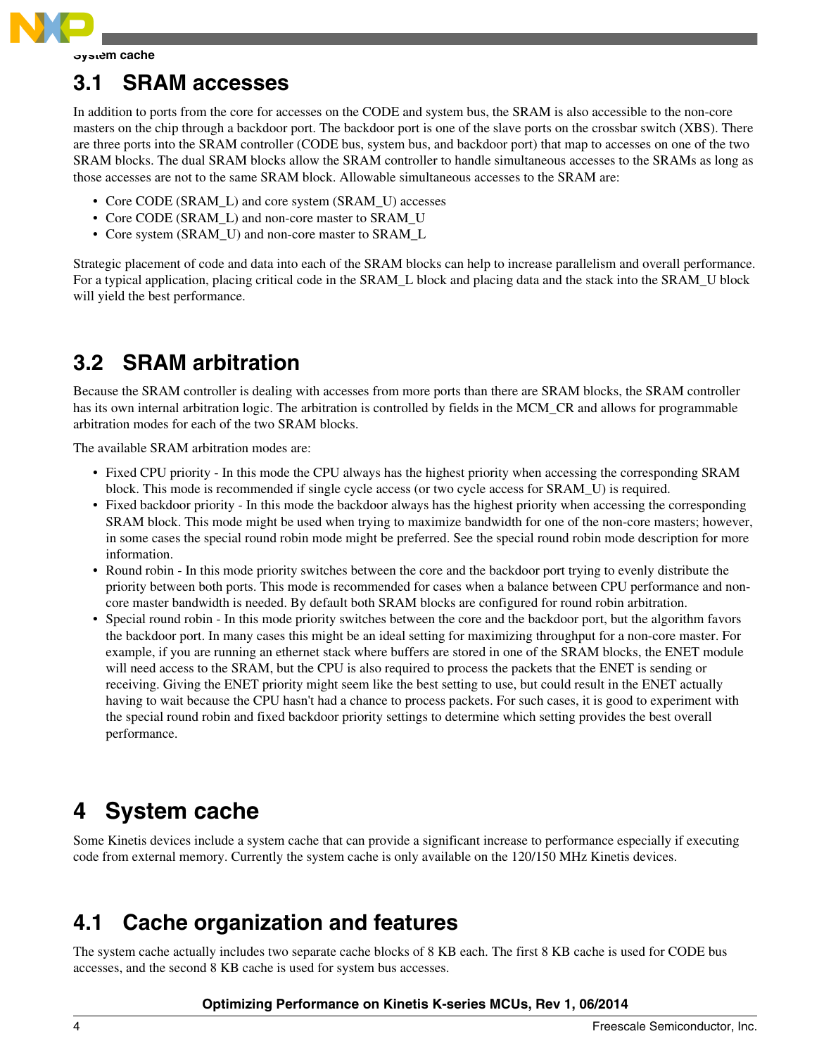## 3.1 SRAM accesses

In addition to ports from the core for accesses on the CODE and system bus, the SRAM is also accessible to the non-core masters on the chip through a backdoor port. The backdoor port is one of the slave ports on the crossbar switch (XBS). There are three ports into the SRAM controller (CODE bus, system bus, and backdoor port) that map to accesses on one of the two SRAM blocks. The dual SRAM blocks allow the SRAM controller to handle simultaneous accesses to the SRAMs as long as those accesses are not to the same SRAM block. Allowable simultaneous accesses to the SRAM are:

- Core CODE (SRAM_L) and core system (SRAM_U) accesses
- Core CODE (SRAM_L) and non-core master to SRAM_U
- Core system (SRAM_U) and non-core master to SRAM_L

Strategic placement of code and data into each of the SRAM blocks can help to increase parallelism and overall performance. For a typical application, placing critical code in the SRAM_L block and placing data and the stack into the SRAM_U block will yield the best performance.

## 3.2 SRAM arbitration

Because the SRAM controller is dealing with accesses from more ports than there are SRAM blocks, the SRAM controller has its own internal arbitration logic. The arbitration is controlled by fields in the MCM_CR and allows for programmable arbitration modes for each of the two SRAM blocks.

The available SRAM arbitration modes are:

- Fixed CPU priority - In this mode the CPU always has the highest priority when accessing the corresponding SRAM block. This mode is recommended if single cycle access (or two cycle access for SRAM_U) is required.
- Fixed backdoor priority - In this mode the backdoor always has the highest priority when accessing the corresponding SRAM block. This mode might be used when trying to maximize bandwidth for one of the non-core masters; however, in some cases the special round robin mode might be preferred. See the special round robin mode description for more information.
- Round robin - In this mode priority switches between the core and the backdoor port trying to evenly distribute the priority between both ports. This mode is recommended for cases when a balance between CPU performance and non-core master bandwidth is needed. By default both SRAM blocks are configured for round robin arbitration.
- Special round robin - In this mode priority switches between the core and the backdoor port, but the algorithm favors the backdoor port. In many cases this might be an ideal setting for maximizing throughput for a non-core master. For example, if you are running an ethernet stack where buffers are stored in one of the SRAM blocks, the ENET module will need access to the SRAM, but the CPU is also required to process the packets that the ENET is sending or receiving. Giving the ENET priority might seem like the best setting to use, but could result in the ENET actually having to wait because the CPU hasn't had a chance to process packets. For such cases, it is good to experiment with the special round robin and fixed backdoor priority settings to determine which setting provides the best overall performance.

# 4 System cache

Some Kinetis devices include a system cache that can provide a significant increase to performance especially if executing code from external memory. Currently the system cache is only available on the 120/150 MHz Kinetis devices.

## 4.1 Cache organization and features

The system cache actually includes two separate cache blocks of 8 KB each. The first 8 KB cache is used for CODE bus accesses, and the second 8 KB cache is used for system bus accesses.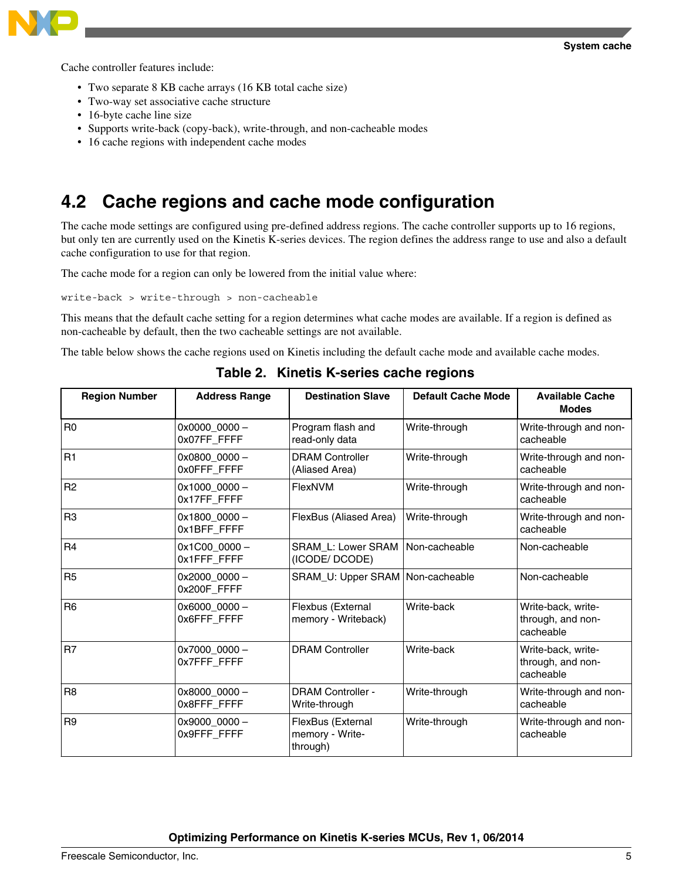Cache controller features include:

- Two separate 8 KB cache arrays (16 KB total cache size)
- Two-way set associative cache structure
- 16-byte cache line size
- Supports write-back (copy-back), write-through, and non-cacheable modes
- 16 cache regions with independent cache modes

## 4.2 Cache regions and cache mode configuration

The cache mode settings are configured using pre-defined address regions. The cache controller supports up to 16 regions, but only ten are currently used on the Kinetis K-series devices. The region defines the address range to use and also a default cache configuration to use for that region.

The cache mode for a region can only be lowered from the initial value where:

```
write-back > write-through > non-cacheable
```

This means that the default cache setting for a region determines what cache modes are available. If a region is defined as non-cacheable by default, then the two cacheable settings are not available.

The table below shows the cache regions used on Kinetis including the default cache mode and available cache modes.

**Table 2. Kinetis K-series cache regions**

| Region Number | Address Range | Destination Slave | Default Cache Mode | Available Cache Modes |
|---|---|---|---|---|
| R0 | 0x0000_0000 – 0x07FF_FFFF | Program flash and read-only data | Write-through | Write-through and non-cacheable |
| R1 | 0x0800_0000 – 0x0FFF_FFFF | DRAM Controller (Aliased Area) | Write-through | Write-through and non-cacheable |
| R2 | 0x1000_0000 – 0x17FF_FFFF | FlexNVM | Write-through | Write-through and non-cacheable |
| R3 | 0x1800_0000 – 0x1BFF_FFFF | FlexBus (Aliased Area) | Write-through | Write-through and non-cacheable |
| R4 | 0x1C00_0000 – 0x1FFF_FFFF | SRAM_L: Lower SRAM (ICODE/ DCODE) | Non-cacheable | Non-cacheable |
| R5 | 0x2000_0000 – 0x200F_FFFF | SRAM_U: Upper SRAM | Non-cacheable | Non-cacheable |
| R6 | 0x6000_0000 – 0x6FFF_FFFF | Flexbus (External memory - Writeback) | Write-back | Write-back, write-through, and non-cacheable |
| R7 | 0x7000_0000 – 0x7FFF_FFFF | DRAM Controller | Write-back | Write-back, write-through, and non-cacheable |
| R8 | 0x8000_0000 – 0x8FFF_FFFF | DRAM Controller - Write-through | Write-through | Write-through and non-cacheable |
| R9 | 0x9000_0000 – 0x9FFF_FFFF | FlexBus (External memory - Write-through) | Write-through | Write-through and non-cacheable |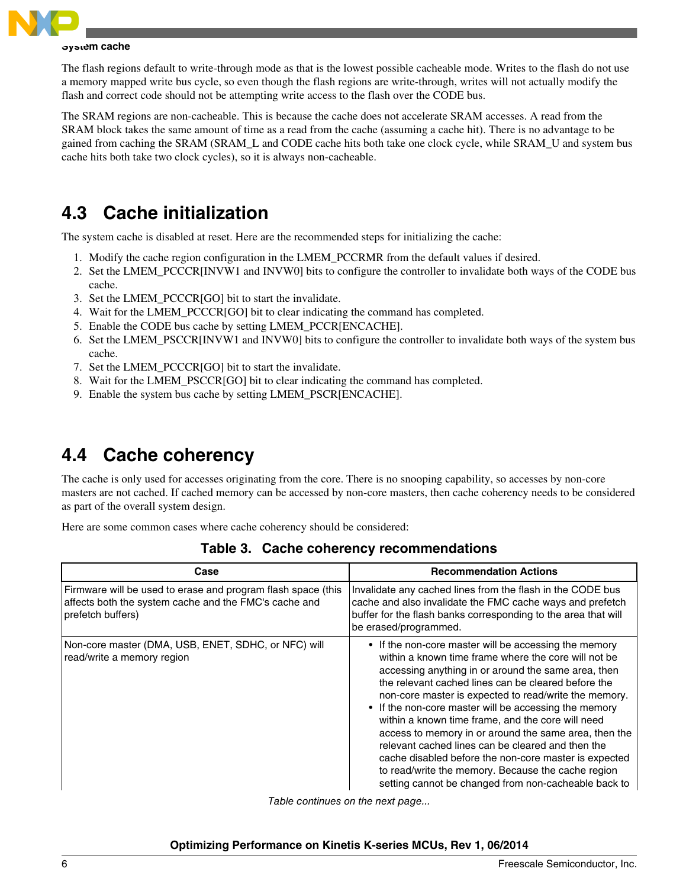The flash regions default to write-through mode as that is the lowest possible cacheable mode. Writes to the flash do not use a memory mapped write bus cycle, so even though the flash regions are write-through, writes will not actually modify the flash and correct code should not be attempting write access to the flash over the CODE bus.

The SRAM regions are non-cacheable. This is because the cache does not accelerate SRAM accesses. A read from the SRAM block takes the same amount of time as a read from the cache (assuming a cache hit). There is no advantage to be gained from caching the SRAM (SRAM_L and CODE cache hits both take one clock cycle, while SRAM_U and system bus cache hits both take two clock cycles), so it is always non-cacheable.

## 4.3 Cache initialization

The system cache is disabled at reset. Here are the recommended steps for initializing the cache:

1. Modify the cache region configuration in the LMEM_PCCRMR from the default values if desired.
2. Set the LMEM_PCCCR[INVW1 and INVW0] bits to configure the controller to invalidate both ways of the CODE bus cache.
3. Set the LMEM_PCCCR[GO] bit to start the invalidate.
4. Wait for the LMEM_PCCCR[GO] bit to clear indicating the command has completed.
5. Enable the CODE bus cache by setting LMEM_PCCR[ENCACHE].
6. Set the LMEM_PSCCR[INVW1 and INVW0] bits to configure the controller to invalidate both ways of the system bus cache.
7. Set the LMEM_PCCCR[GO] bit to start the invalidate.
8. Wait for the LMEM_PSCCR[GO] bit to clear indicating the command has completed.
9. Enable the system bus cache by setting LMEM_PSCR[ENCACHE].

## 4.4 Cache coherency

The cache is only used for accesses originating from the core. There is no snooping capability, so accesses by non-core masters are not cached. If cached memory can be accessed by non-core masters, then cache coherency needs to be considered as part of the overall system design.

Here are some common cases where cache coherency should be considered:

**Table 3. Cache coherency recommendations**

| Case | Recommendation Actions |
|---|---|
| Firmware will be used to erase and program flash space (this affects both the system cache and the FMC's cache and prefetch buffers) | Invalidate any cached lines from the flash in the CODE bus cache and also invalidate the FMC cache ways and prefetch buffer for the flash banks corresponding to the area that will be erased/programmed. |
| Non-core master (DMA, USB, ENET, SDHC, or NFC) will read/write a memory region | • If the non-core master will be accessing the memory within a known time frame where the core will not be accessing anything in or around the same area, then the relevant cached lines can be cleared before the non-core master is expected to read/write the memory. • If the non-core master will be accessing the memory within a known time frame, and the core will need access to memory in or around the same area, then the relevant cached lines can be cleared and then the cache disabled before the non-core master is expected to read/write the memory. Because the cache region setting cannot be changed from non-cacheable back to |

*Table continues on the next page...*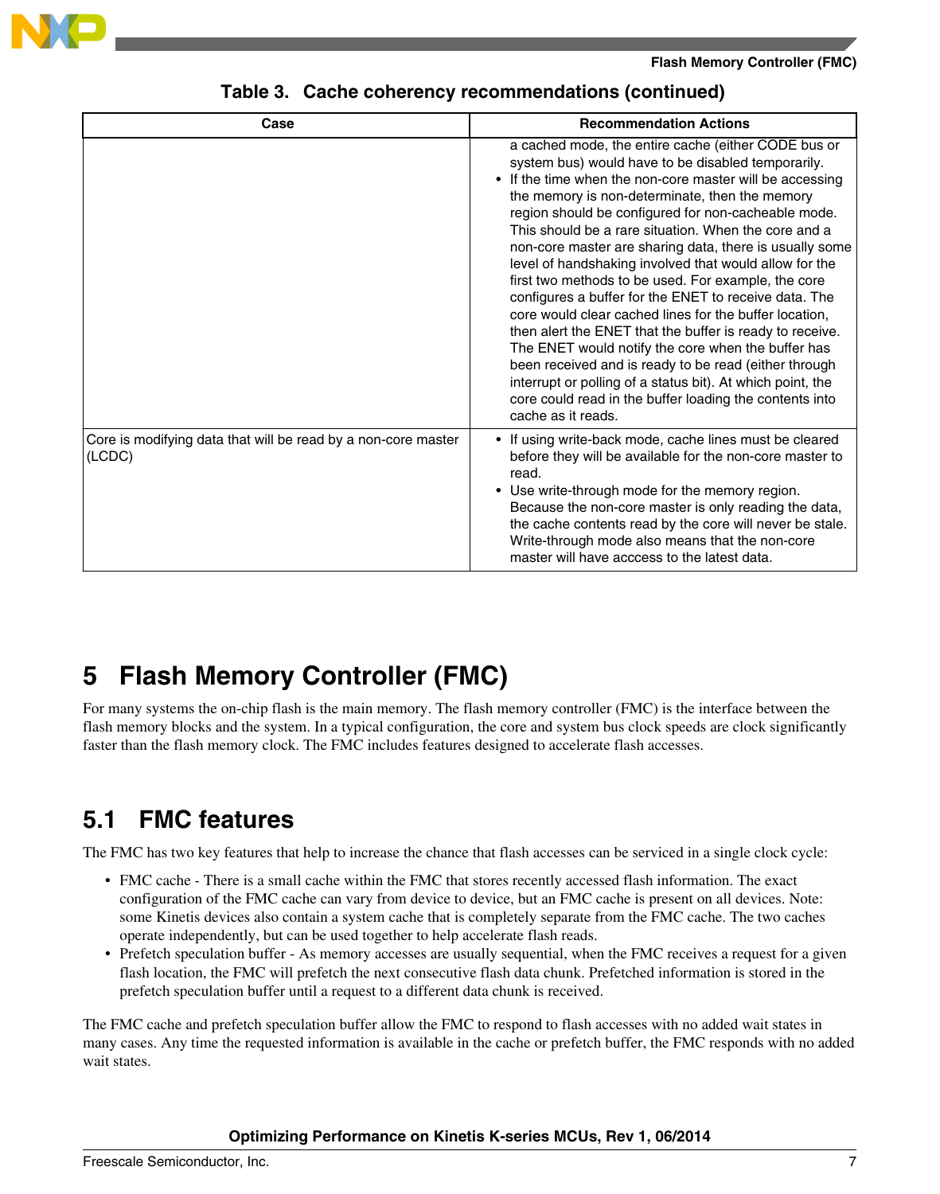**Table 3. Cache coherency recommendations (continued)**

| Case | Recommendation Actions |
|---|---|
| | a cached mode, the entire cache (either CODE bus or system bus) would have to be disabled temporarily.<br>• If the time when the non-core master will be accessing the memory is non-determinate, then the memory region should be configured for non-cacheable mode. This should be a rare situation. When the core and a non-core master are sharing data, there is usually some level of handshaking involved that would allow for the first two methods to be used. For example, the core configures a buffer for the ENET to receive data. The core would clear cached lines for the buffer location, then alert the ENET that the buffer is ready to receive. The ENET would notify the core when the buffer has been received and is ready to be read (either through interrupt or polling of a status bit). At which point, the core could read in the buffer loading the contents into cache as it reads. |
| Core is modifying data that will be read by a non-core master (LCDC) | • If using write-back mode, cache lines must be cleared before they will be available for the non-core master to read.<br>• Use write-through mode for the memory region. Because the non-core master is only reading the data, the cache contents read by the core will never be stale. Write-through mode also means that the non-core master will have acccess to the latest data. |

# 5 Flash Memory Controller (FMC)

For many systems the on-chip flash is the main memory. The flash memory controller (FMC) is the interface between the flash memory blocks and the system. In a typical configuration, the core and system bus clock speeds are clock significantly faster than the flash memory clock. The FMC includes features designed to accelerate flash accesses.

## 5.1 FMC features

The FMC has two key features that help to increase the chance that flash accesses can be serviced in a single clock cycle:

- FMC cache - There is a small cache within the FMC that stores recently accessed flash information. The exact configuration of the FMC cache can vary from device to device, but an FMC cache is present on all devices. Note: some Kinetis devices also contain a system cache that is completely separate from the FMC cache. The two caches operate independently, but can be used together to help accelerate flash reads.
- Prefetch speculation buffer - As memory accesses are usually sequential, when the FMC receives a request for a given flash location, the FMC will prefetch the next consecutive flash data chunk. Prefetched information is stored in the prefetch speculation buffer until a request to a different data chunk is received.

The FMC cache and prefetch speculation buffer allow the FMC to respond to flash accesses with no added wait states in many cases. Any time the requested information is available in the cache or prefetch buffer, the FMC responds with no added wait states.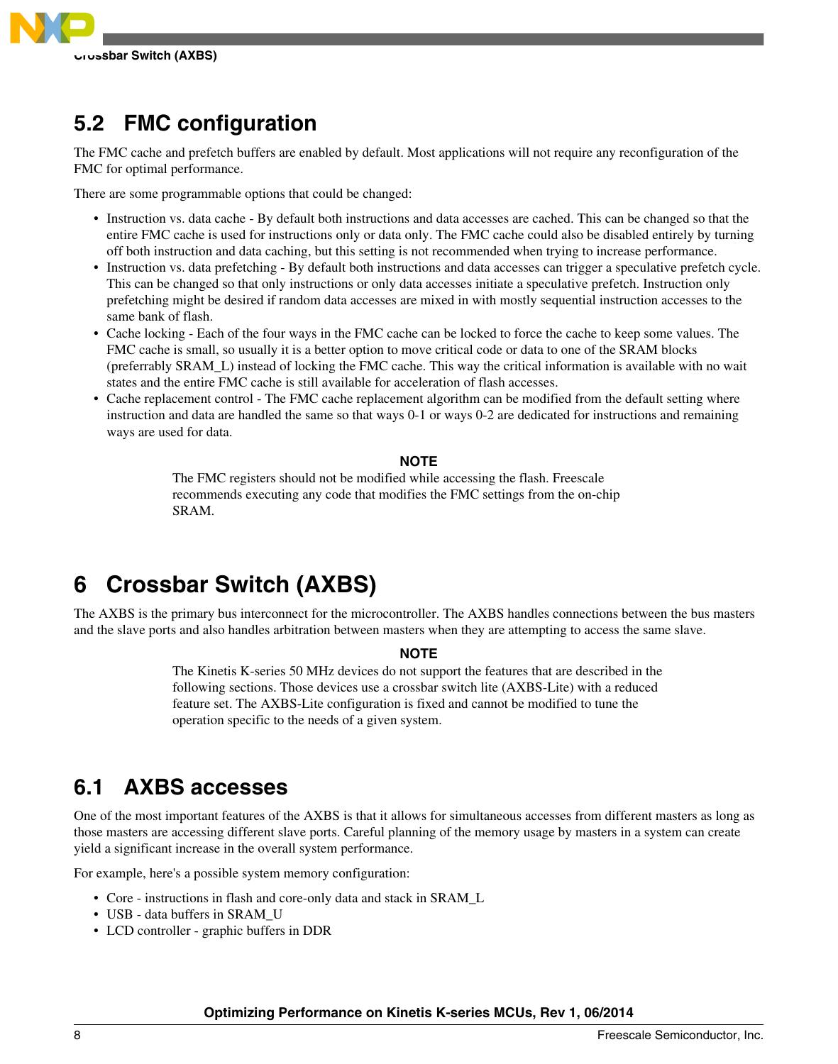## 5.2 FMC configuration

The FMC cache and prefetch buffers are enabled by default. Most applications will not require any reconfiguration of the FMC for optimal performance.

There are some programmable options that could be changed:

- Instruction vs. data cache - By default both instructions and data accesses are cached. This can be changed so that the entire FMC cache is used for instructions only or data only. The FMC cache could also be disabled entirely by turning off both instruction and data caching, but this setting is not recommended when trying to increase performance.
- Instruction vs. data prefetching - By default both instructions and data accesses can trigger a speculative prefetch cycle. This can be changed so that only instructions or only data accesses initiate a speculative prefetch. Instruction only prefetching might be desired if random data accesses are mixed in with mostly sequential instruction accesses to the same bank of flash.
- Cache locking - Each of the four ways in the FMC cache can be locked to force the cache to keep some values. The FMC cache is small, so usually it is a better option to move critical code or data to one of the SRAM blocks (preferrably SRAM_L) instead of locking the FMC cache. This way the critical information is available with no wait states and the entire FMC cache is still available for acceleration of flash accesses.
- Cache replacement control - The FMC cache replacement algorithm can be modified from the default setting where instruction and data are handled the same so that ways 0-1 or ways 0-2 are dedicated for instructions and remaining ways are used for data.

**NOTE**

The FMC registers should not be modified while accessing the flash. Freescale recommends executing any code that modifies the FMC settings from the on-chip SRAM.

# 6 Crossbar Switch (AXBS)

The AXBS is the primary bus interconnect for the microcontroller. The AXBS handles connections between the bus masters and the slave ports and also handles arbitration between masters when they are attempting to access the same slave.

**NOTE**

The Kinetis K-series 50 MHz devices do not support the features that are described in the following sections. Those devices use a crossbar switch lite (AXBS-Lite) with a reduced feature set. The AXBS-Lite configuration is fixed and cannot be modified to tune the operation specific to the needs of a given system.

## 6.1 AXBS accesses

One of the most important features of the AXBS is that it allows for simultaneous accesses from different masters as long as those masters are accessing different slave ports. Careful planning of the memory usage by masters in a system can create yield a significant increase in the overall system performance.

For example, here's a possible system memory configuration:

- Core - instructions in flash and core-only data and stack in SRAM_L
- USB - data buffers in SRAM_U
- LCD controller - graphic buffers in DDR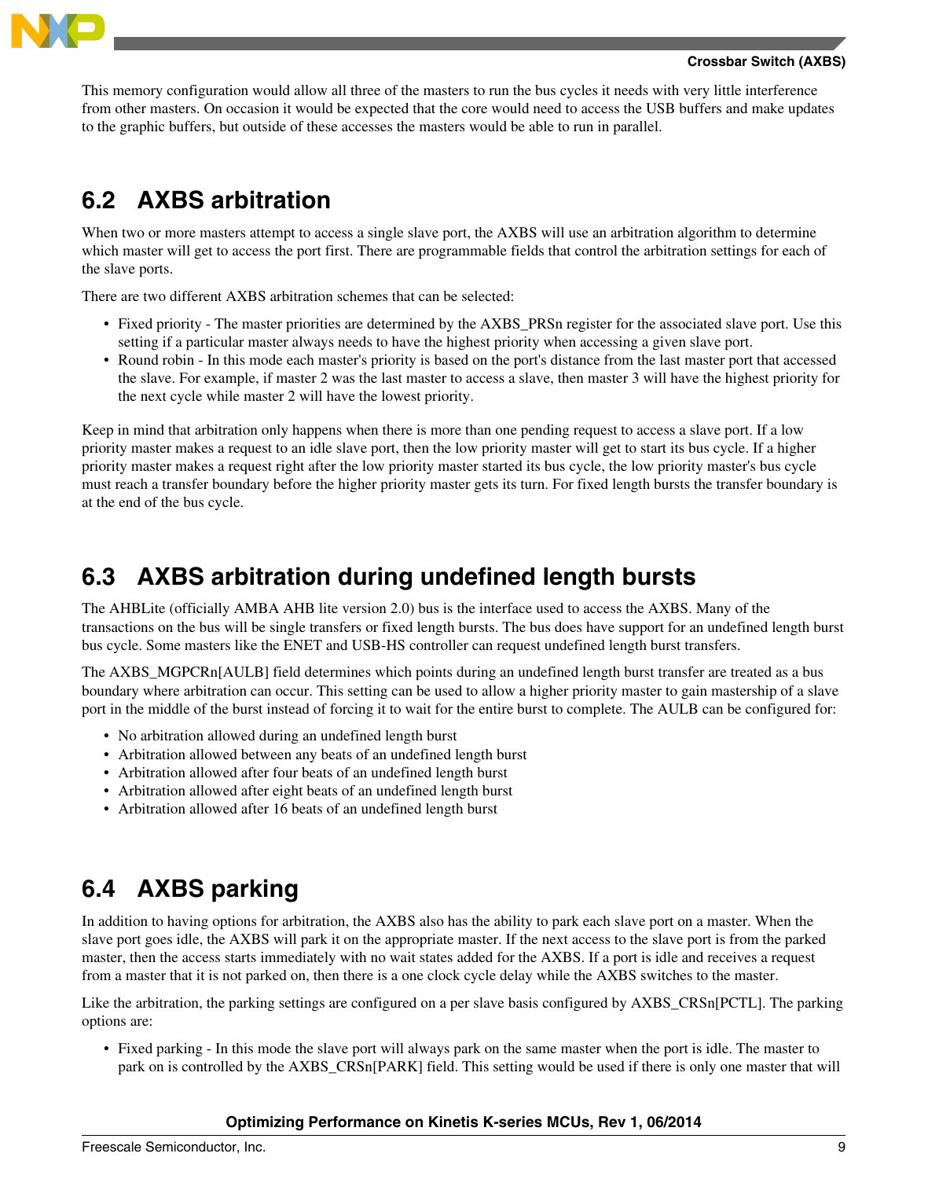This memory configuration would allow all three of the masters to run the bus cycles it needs with very little interference from other masters. On occasion it would be expected that the core would need to access the USB buffers and make updates to the graphic buffers, but outside of these accesses the masters would be able to run in parallel.

## 6.2 AXBS arbitration

When two or more masters attempt to access a single slave port, the AXBS will use an arbitration algorithm to determine which master will get to access the port first. There are programmable fields that control the arbitration settings for each of the slave ports.

There are two different AXBS arbitration schemes that can be selected:

- Fixed priority - The master priorities are determined by the AXBS_PRSn register for the associated slave port. Use this setting if a particular master always needs to have the highest priority when accessing a given slave port.
- Round robin - In this mode each master's priority is based on the port's distance from the last master port that accessed the slave. For example, if master 2 was the last master to access a slave, then master 3 will have the highest priority for the next cycle while master 2 will have the lowest priority.

Keep in mind that arbitration only happens when there is more than one pending request to access a slave port. If a low priority master makes a request to an idle slave port, then the low priority master will get to start its bus cycle. If a higher priority master makes a request right after the low priority master started its bus cycle, the low priority master's bus cycle must reach a transfer boundary before the higher priority master gets its turn. For fixed length bursts the transfer boundary is at the end of the bus cycle.

## 6.3 AXBS arbitration during undefined length bursts

The AHBLite (officially AMBA AHB lite version 2.0) bus is the interface used to access the AXBS. Many of the transactions on the bus will be single transfers or fixed length bursts. The bus does have support for an undefined length burst bus cycle. Some masters like the ENET and USB-HS controller can request undefined length burst transfers.

The AXBS_MGPCRn[AULB] field determines which points during an undefined length burst transfer are treated as a bus boundary where arbitration can occur. This setting can be used to allow a higher priority master to gain mastership of a slave port in the middle of the burst instead of forcing it to wait for the entire burst to complete. The AULB can be configured for:

- No arbitration allowed during an undefined length burst
- Arbitration allowed between any beats of an undefined length burst
- Arbitration allowed after four beats of an undefined length burst
- Arbitration allowed after eight beats of an undefined length burst
- Arbitration allowed after 16 beats of an undefined length burst

## 6.4 AXBS parking

In addition to having options for arbitration, the AXBS also has the ability to park each slave port on a master. When the slave port goes idle, the AXBS will park it on the appropriate master. If the next access to the slave port is from the parked master, then the access starts immediately with no wait states added for the AXBS. If a port is idle and receives a request from a master that it is not parked on, then there is a one clock cycle delay while the AXBS switches to the master.

Like the arbitration, the parking settings are configured on a per slave basis configured by AXBS_CRSn[PCTL]. The parking options are:

- Fixed parking - In this mode the slave port will always park on the same master when the port is idle. The master to park on is controlled by the AXBS_CRSn[PARK] field. This setting would be used if there is only one master that will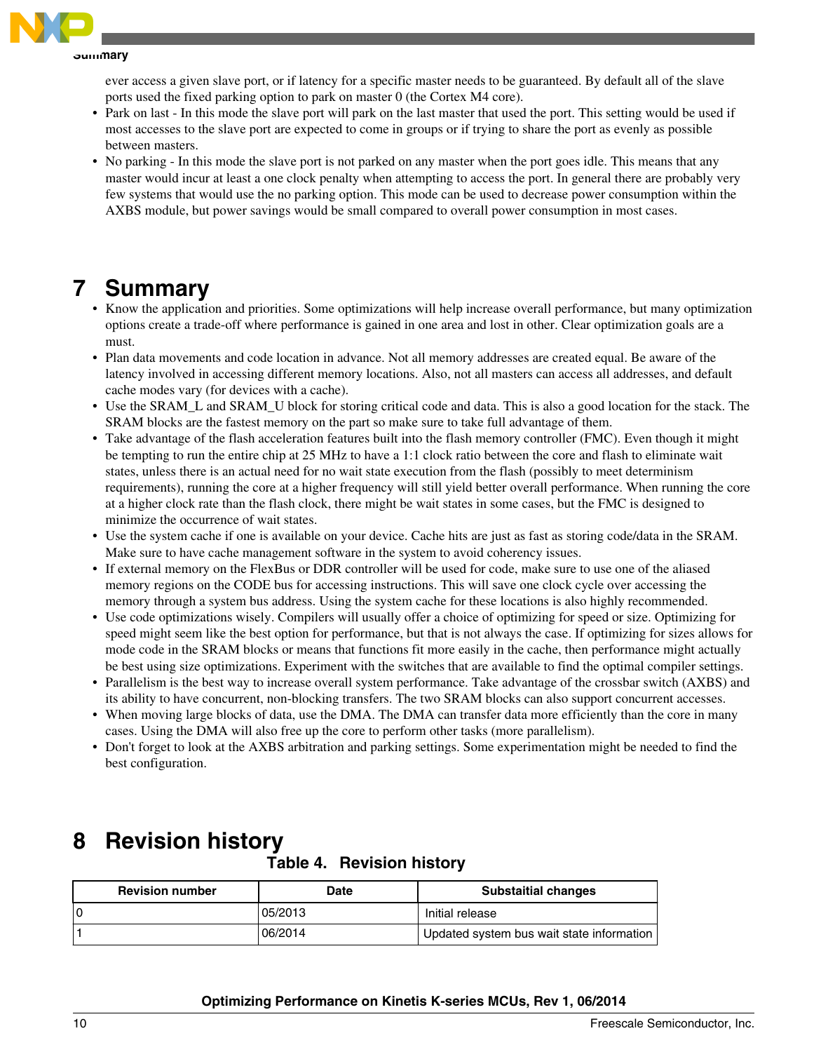ever access a given slave port, or if latency for a specific master needs to be guaranteed. By default all of the slave ports used the fixed parking option to park on master 0 (the Cortex M4 core).

- Park on last - In this mode the slave port will park on the last master that used the port. This setting would be used if most accesses to the slave port are expected to come in groups or if trying to share the port as evenly as possible between masters.
- No parking - In this mode the slave port is not parked on any master when the port goes idle. This means that any master would incur at least a one clock penalty when attempting to access the port. In general there are probably very few systems that would use the no parking option. This mode can be used to decrease power consumption within the AXBS module, but power savings would be small compared to overall power consumption in most cases.

# 7 Summary

- Know the application and priorities. Some optimizations will help increase overall performance, but many optimization options create a trade-off where performance is gained in one area and lost in other. Clear optimization goals are a must.
- Plan data movements and code location in advance. Not all memory addresses are created equal. Be aware of the latency involved in accessing different memory locations. Also, not all masters can access all addresses, and default cache modes vary (for devices with a cache).
- Use the SRAM_L and SRAM_U block for storing critical code and data. This is also a good location for the stack. The SRAM blocks are the fastest memory on the part so make sure to take full advantage of them.
- Take advantage of the flash acceleration features built into the flash memory controller (FMC). Even though it might be tempting to run the entire chip at 25 MHz to have a 1:1 clock ratio between the core and flash to eliminate wait states, unless there is an actual need for no wait state execution from the flash (possibly to meet determinism requirements), running the core at a higher frequency will still yield better overall performance. When running the core at a higher clock rate than the flash clock, there might be wait states in some cases, but the FMC is designed to minimize the occurrence of wait states.
- Use the system cache if one is available on your device. Cache hits are just as fast as storing code/data in the SRAM. Make sure to have cache management software in the system to avoid coherency issues.
- If external memory on the FlexBus or DDR controller will be used for code, make sure to use one of the aliased memory regions on the CODE bus for accessing instructions. This will save one clock cycle over accessing the memory through a system bus address. Using the system cache for these locations is also highly recommended.
- Use code optimizations wisely. Compilers will usually offer a choice of optimizing for speed or size. Optimizing for speed might seem like the best option for performance, but that is not always the case. If optimizing for sizes allows for mode code in the SRAM blocks or means that functions fit more easily in the cache, then performance might actually be best using size optimizations. Experiment with the switches that are available to find the optimal compiler settings.
- Parallelism is the best way to increase overall system performance. Take advantage of the crossbar switch (AXBS) and its ability to have concurrent, non-blocking transfers. The two SRAM blocks can also support concurrent accesses.
- When moving large blocks of data, use the DMA. The DMA can transfer data more efficiently than the core in many cases. Using the DMA will also free up the core to perform other tasks (more parallelism).
- Don't forget to look at the AXBS arbitration and parking settings. Some experimentation might be needed to find the best configuration.

# 8 Revision history

**Table 4. Revision history**

| Revision number | Date | Substaitial changes |
|---|---|---|
| 0 | 05/2013 | Initial release |
| 1 | 06/2014 | Updated system bus wait state information |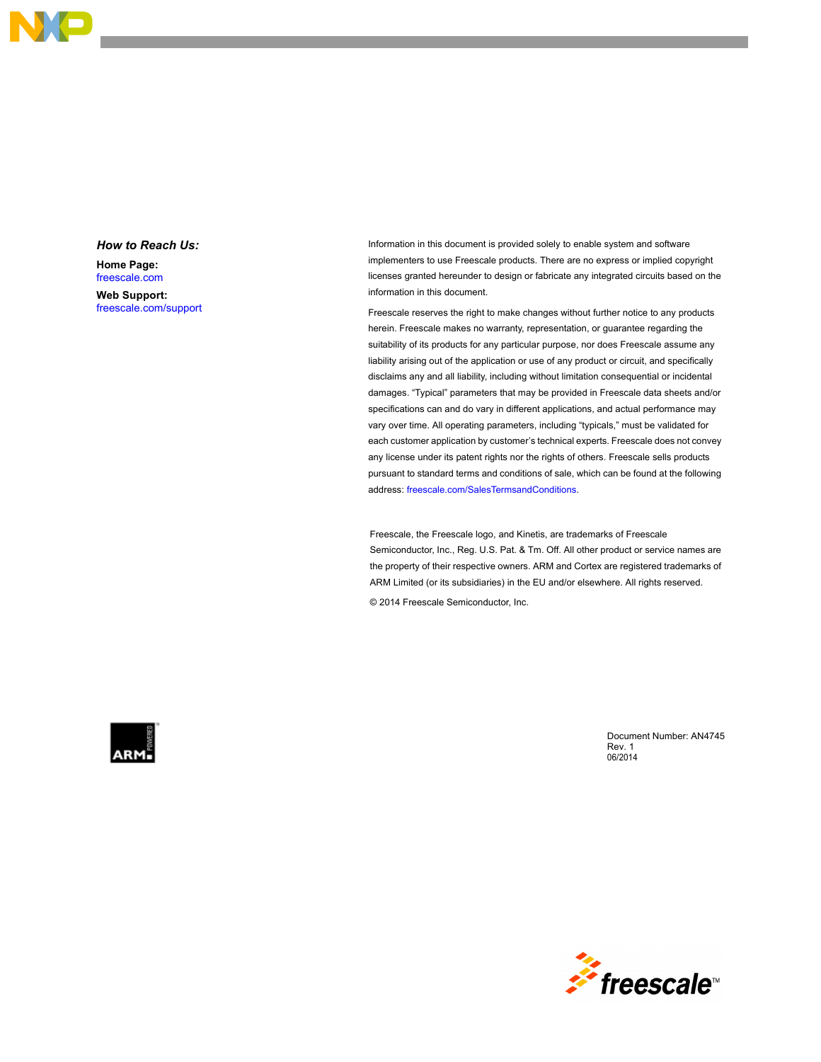***How to Reach Us:***

**Home Page:**
freescale.com

**Web Support:**
freescale.com/support

Information in this document is provided solely to enable system and software implementers to use Freescale products. There are no express or implied copyright licenses granted hereunder to design or fabricate any integrated circuits based on the information in this document.

Freescale reserves the right to make changes without further notice to any products herein. Freescale makes no warranty, representation, or guarantee regarding the suitability of its products for any particular purpose, nor does Freescale assume any liability arising out of the application or use of any product or circuit, and specifically disclaims any and all liability, including without limitation consequential or incidental damages. “Typical” parameters that may be provided in Freescale data sheets and/or specifications can and do vary in different applications, and actual performance may vary over time. All operating parameters, including “typicals,” must be validated for each customer application by customer’s technical experts. Freescale does not convey any license under its patent rights nor the rights of others. Freescale sells products pursuant to standard terms and conditions of sale, which can be found at the following address: freescale.com/SalesTermsandConditions.

Freescale, the Freescale logo, and Kinetis, are trademarks of Freescale Semiconductor, Inc., Reg. U.S. Pat. & Tm. Off. All other product or service names are the property of their respective owners. ARM and Cortex are registered trademarks of ARM Limited (or its subsidiaries) in the EU and/or elsewhere. All rights reserved.

© 2014 Freescale Semiconductor, Inc.

Document Number: AN4745
Rev. 1
06/2014